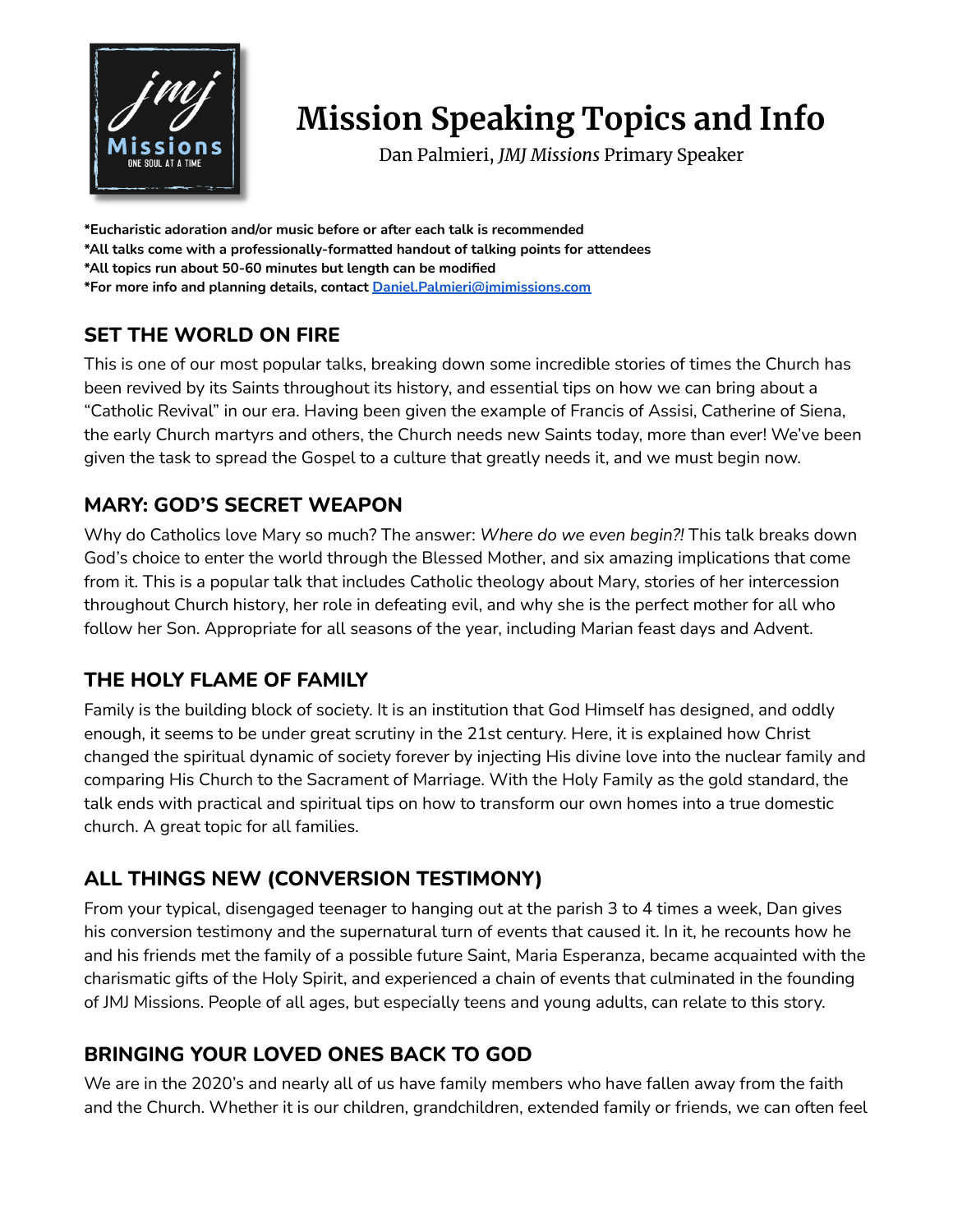# Mission Speaking Topics and Info

Dan Palmieri, *JMJ Missions* Primary Speaker

**\*Eucharistic adoration and/or music before or after each talk is recommended**
**\*All talks come with a professionally-formatted handout of talking points for attendees**
**\*All topics run about 50-60 minutes but length can be modified**
**\*For more info and planning details, contact [Daniel.Palmieri@jmjmissions.com](mailto:Daniel.Palmieri@jmjmissions.com)**

## SET THE WORLD ON FIRE

This is one of our most popular talks, breaking down some incredible stories of times the Church has been revived by its Saints throughout its history, and essential tips on how we can bring about a "Catholic Revival" in our era. Having been given the example of Francis of Assisi, Catherine of Siena, the early Church martyrs and others, the Church needs new Saints today, more than ever! We've been given the task to spread the Gospel to a culture that greatly needs it, and we must begin now.

## MARY: GOD'S SECRET WEAPON

Why do Catholics love Mary so much? The answer: *Where do we even begin?!* This talk breaks down God's choice to enter the world through the Blessed Mother, and six amazing implications that come from it. This is a popular talk that includes Catholic theology about Mary, stories of her intercession throughout Church history, her role in defeating evil, and why she is the perfect mother for all who follow her Son. Appropriate for all seasons of the year, including Marian feast days and Advent.

## THE HOLY FLAME OF FAMILY

Family is the building block of society. It is an institution that God Himself has designed, and oddly enough, it seems to be under great scrutiny in the 21st century. Here, it is explained how Christ changed the spiritual dynamic of society forever by injecting His divine love into the nuclear family and comparing His Church to the Sacrament of Marriage. With the Holy Family as the gold standard, the talk ends with practical and spiritual tips on how to transform our own homes into a true domestic church. A great topic for all families.

## ALL THINGS NEW (CONVERSION TESTIMONY)

From your typical, disengaged teenager to hanging out at the parish 3 to 4 times a week, Dan gives his conversion testimony and the supernatural turn of events that caused it. In it, he recounts how he and his friends met the family of a possible future Saint, Maria Esperanza, became acquainted with the charismatic gifts of the Holy Spirit, and experienced a chain of events that culminated in the founding of JMJ Missions. People of all ages, but especially teens and young adults, can relate to this story.

## BRINGING YOUR LOVED ONES BACK TO GOD

We are in the 2020's and nearly all of us have family members who have fallen away from the faith and the Church. Whether it is our children, grandchildren, extended family or friends, we can often feel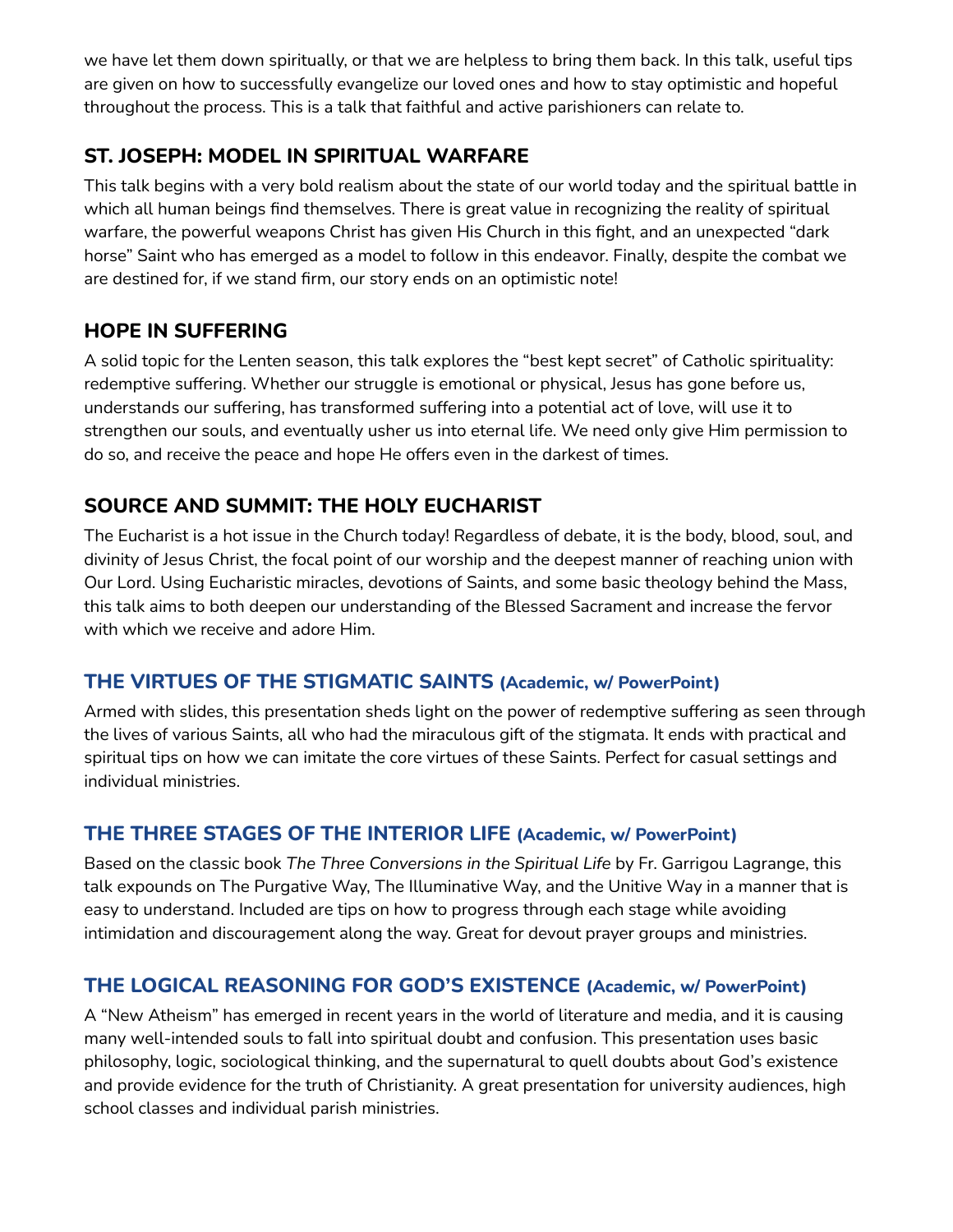we have let them down spiritually, or that we are helpless to bring them back. In this talk, useful tips are given on how to successfully evangelize our loved ones and how to stay optimistic and hopeful throughout the process. This is a talk that faithful and active parishioners can relate to.

## ST. JOSEPH: MODEL IN SPIRITUAL WARFARE

This talk begins with a very bold realism about the state of our world today and the spiritual battle in which all human beings find themselves. There is great value in recognizing the reality of spiritual warfare, the powerful weapons Christ has given His Church in this fight, and an unexpected "dark horse" Saint who has emerged as a model to follow in this endeavor. Finally, despite the combat we are destined for, if we stand firm, our story ends on an optimistic note!

## HOPE IN SUFFERING

A solid topic for the Lenten season, this talk explores the "best kept secret" of Catholic spirituality: redemptive suffering. Whether our struggle is emotional or physical, Jesus has gone before us, understands our suffering, has transformed suffering into a potential act of love, will use it to strengthen our souls, and eventually usher us into eternal life. We need only give Him permission to do so, and receive the peace and hope He offers even in the darkest of times.

## SOURCE AND SUMMIT: THE HOLY EUCHARIST

The Eucharist is a hot issue in the Church today! Regardless of debate, it is the body, blood, soul, and divinity of Jesus Christ, the focal point of our worship and the deepest manner of reaching union with Our Lord. Using Eucharistic miracles, devotions of Saints, and some basic theology behind the Mass, this talk aims to both deepen our understanding of the Blessed Sacrament and increase the fervor with which we receive and adore Him.

## THE VIRTUES OF THE STIGMATIC SAINTS (Academic, w/ PowerPoint)

Armed with slides, this presentation sheds light on the power of redemptive suffering as seen through the lives of various Saints, all who had the miraculous gift of the stigmata. It ends with practical and spiritual tips on how we can imitate the core virtues of these Saints. Perfect for casual settings and individual ministries.

## THE THREE STAGES OF THE INTERIOR LIFE (Academic, w/ PowerPoint)

Based on the classic book *The Three Conversions in the Spiritual Life* by Fr. Garrigou Lagrange, this talk expounds on The Purgative Way, The Illuminative Way, and the Unitive Way in a manner that is easy to understand. Included are tips on how to progress through each stage while avoiding intimidation and discouragement along the way. Great for devout prayer groups and ministries.

## THE LOGICAL REASONING FOR GOD'S EXISTENCE (Academic, w/ PowerPoint)

A "New Atheism" has emerged in recent years in the world of literature and media, and it is causing many well-intended souls to fall into spiritual doubt and confusion. This presentation uses basic philosophy, logic, sociological thinking, and the supernatural to quell doubts about God's existence and provide evidence for the truth of Christianity. A great presentation for university audiences, high school classes and individual parish ministries.